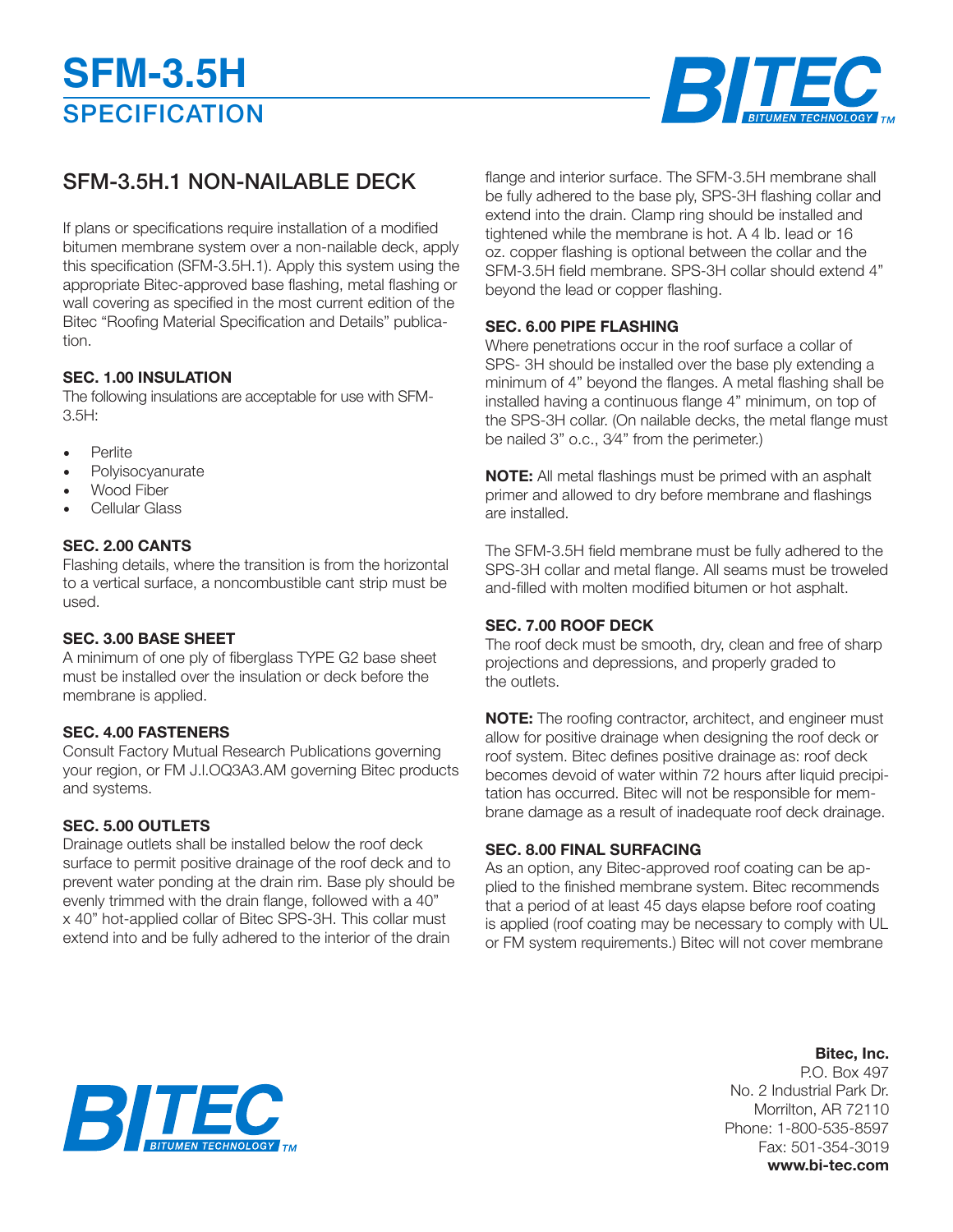# SFM-3.5H

## SPECIFICATION

## SFM-3.5H.1 NON-NAILABLE DECK

If plans or specifications require installation of a modified bitumen membrane system over a non-nailable deck, apply this specification (SFM-3.5H.1). Apply this system using the appropriate Bitec-approved base flashing, metal flashing or wall covering as specified in the most current edition of the Bitec "Roofing Material Specification and Details" publication.

### SEC. 1.00 INSULATION

The following insulations are acceptable for use with SFM-3.5H:

- Perlite
- Polyisocyanurate
- Wood Fiber
- Cellular Glass

### SEC. 2.00 CANTS

Flashing details, where the transition is from the horizontal to a vertical surface, a noncombustible cant strip must be used.

### SEC. 3.00 BASE SHEET

A minimum of one ply of fiberglass TYPE G2 base sheet must be installed over the insulation or deck before the membrane is applied.

### SEC. 4.00 FASTENERS

Consult Factory Mutual Research Publications governing your region, or FM J.I.OQ3A3.AM governing Bitec products and systems.

### SEC. 5.00 OUTLETS

Drainage outlets shall be installed below the roof deck surface to permit positive drainage of the roof deck and to prevent water ponding at the drain rim. Base ply should be evenly trimmed with the drain flange, followed with a 40" x 40" hot-applied collar of Bitec SPS-3H. This collar must extend into and be fully adhered to the interior of the drain flange and interior surface. The SFM-3.5H membrane shall be fully adhered to the base ply, SPS-3H flashing collar and extend into the drain. Clamp ring should be installed and tightened while the membrane is hot. A 4 lb. lead or 16 oz. copper flashing is optional between the collar and the SFM-3.5H field membrane. SPS-3H collar should extend 4" beyond the lead or copper flashing.

### SEC. 6.00 PIPE FLASHING

Where penetrations occur in the roof surface a collar of SPS- 3H should be installed over the base ply extending a minimum of 4" beyond the flanges. A metal flashing shall be installed having a continuous flange 4" minimum, on top of the SPS-3H collar. (On nailable decks, the metal flange must be nailed 3" o.c., 3⁄4" from the perimeter.)

**NOTE:** All metal flashings must be primed with an asphalt primer and allowed to dry before membrane and flashings are installed.

The SFM-3.5H field membrane must be fully adhered to the SPS-3H collar and metal flange. All seams must be troweled and-filled with molten modified bitumen or hot asphalt.

### SEC. 7.00 ROOF DECK

The roof deck must be smooth, dry, clean and free of sharp projections and depressions, and properly graded to the outlets.

**NOTE:** The roofing contractor, architect, and engineer must allow for positive drainage when designing the roof deck or roof system. Bitec defines positive drainage as: roof deck becomes devoid of water within 72 hours after liquid precipitation has occurred. Bitec will not be responsible for membrane damage as a result of inadequate roof deck drainage.

### SEC. 8.00 FINAL SURFACING

As an option, any Bitec-approved roof coating can be applied to the finished membrane system. Bitec recommends that a period of at least 45 days elapse before roof coating is applied (roof coating may be necessary to comply with UL or FM system requirements.) Bitec will not cover membrane

**Bitec, Inc.**
P.O. Box 497
No. 2 Industrial Park Dr.
Morrilton, AR 72110
Phone: 1-800-535-8597
Fax: 501-354-3019
**www.bi-tec.com**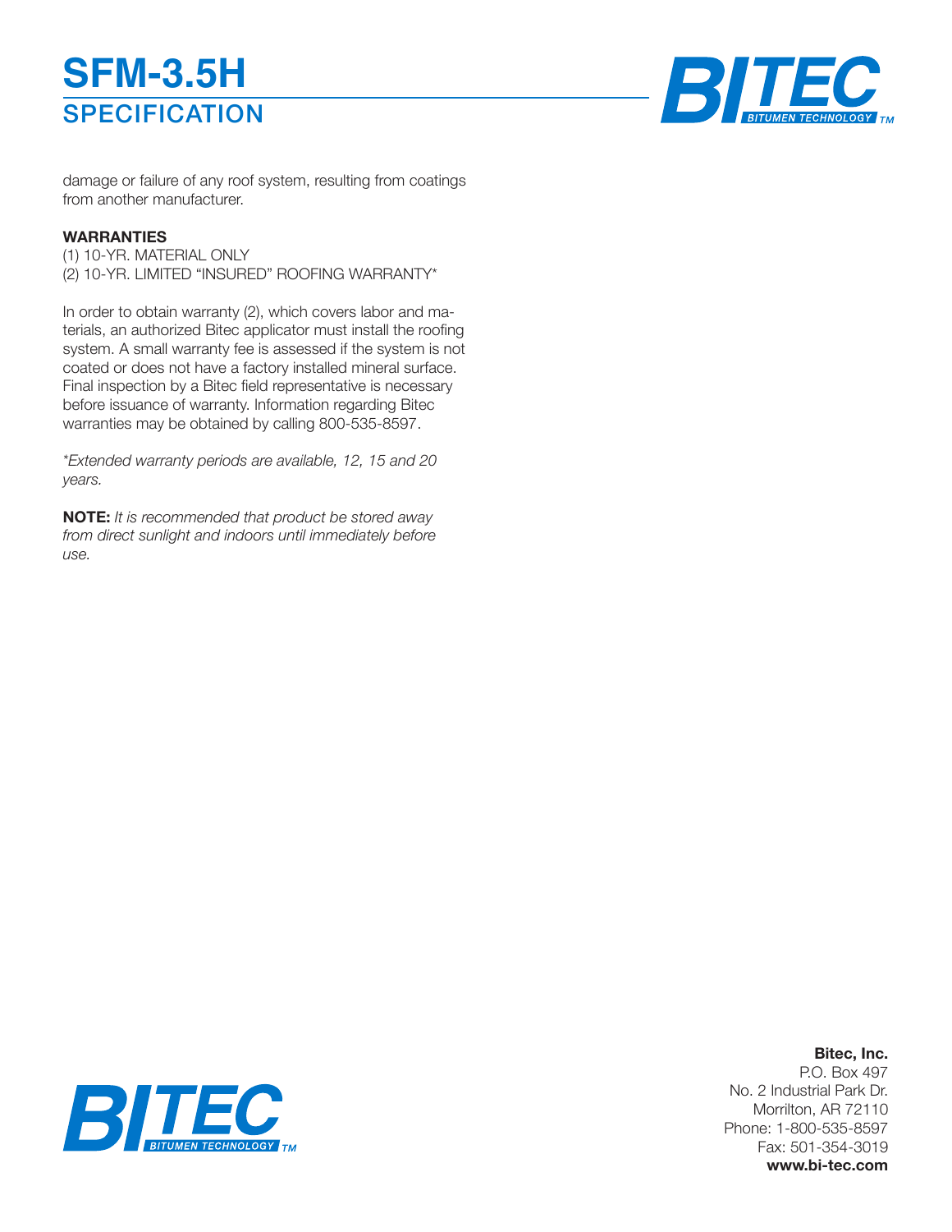damage or failure of any roof system, resulting from coatings from another manufacturer.

**WARRANTIES**

(1) 10-YR. MATERIAL ONLY
(2) 10-YR. LIMITED "INSURED" ROOFING WARRANTY*

In order to obtain warranty (2), which covers labor and materials, an authorized Bitec applicator must install the roofing system. A small warranty fee is assessed if the system is not coated or does not have a factory installed mineral surface. Final inspection by a Bitec field representative is necessary before issuance of warranty. Information regarding Bitec warranties may be obtained by calling 800-535-8597.

*Extended warranty periods are available, 12, 15 and 20 years.*

**NOTE:** *It is recommended that product be stored away from direct sunlight and indoors until immediately before use.*

**Bitec, Inc.**
P.O. Box 497
No. 2 Industrial Park Dr.
Morrilton, AR 72110
Phone: 1-800-535-8597
Fax: 501-354-3019
**www.bi-tec.com**